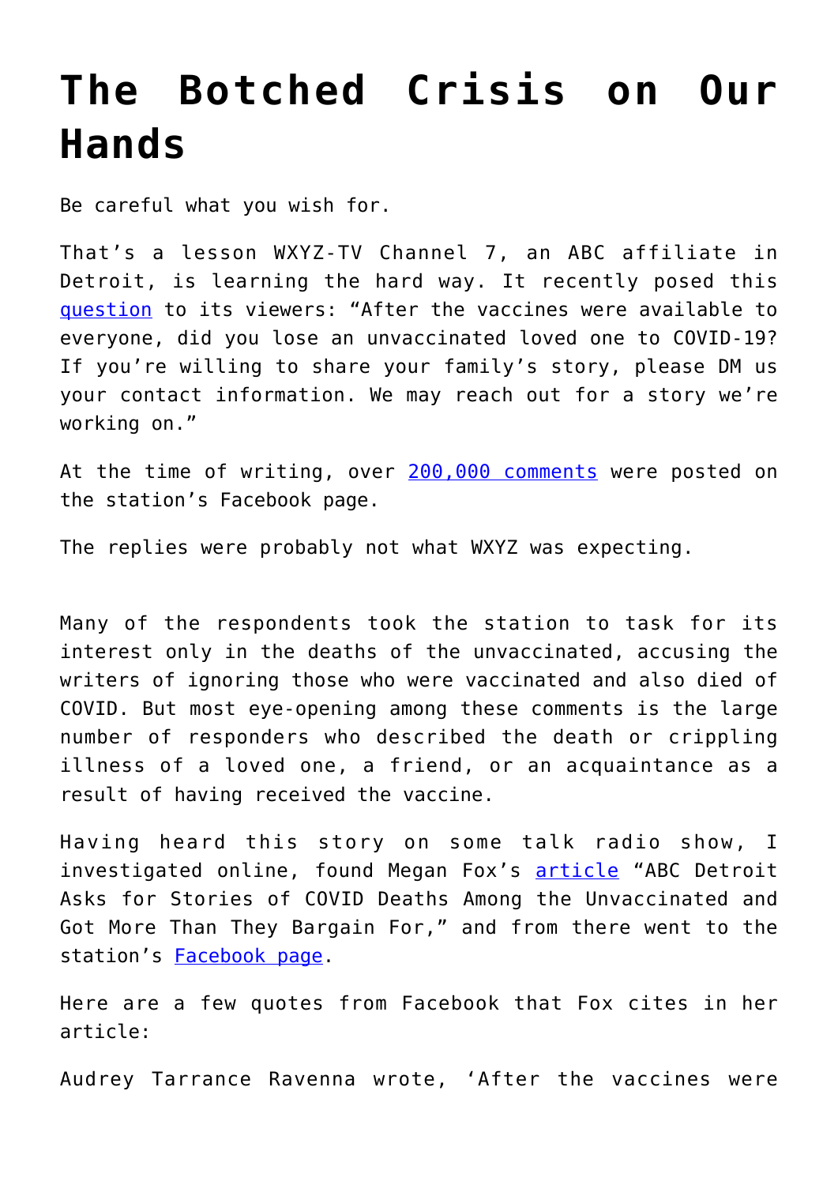# The Botched Crisis on Our Hands

Be careful what you wish for.

That's a lesson WXYZ-TV Channel 7, an ABC affiliate in Detroit, is learning the hard way. It recently posed this question to its viewers: "After the vaccines were available to everyone, did you lose an unvaccinated loved one to COVID-19? If you're willing to share your family's story, please DM us your contact information. We may reach out for a story we're working on."

At the time of writing, over 200,000 comments were posted on the station's Facebook page.

The replies were probably not what WXYZ was expecting.

Many of the respondents took the station to task for its interest only in the deaths of the unvaccinated, accusing the writers of ignoring those who were vaccinated and also died of COVID. But most eye-opening among these comments is the large number of responders who described the death or crippling illness of a loved one, a friend, or an acquaintance as a result of having received the vaccine.

Having heard this story on some talk radio show, I investigated online, found Megan Fox's article "ABC Detroit Asks for Stories of COVID Deaths Among the Unvaccinated and Got More Than They Bargain For," and from there went to the station's Facebook page.

Here are a few quotes from Facebook that Fox cites in her article:

Audrey Tarrance Ravenna wrote, 'After the vaccines were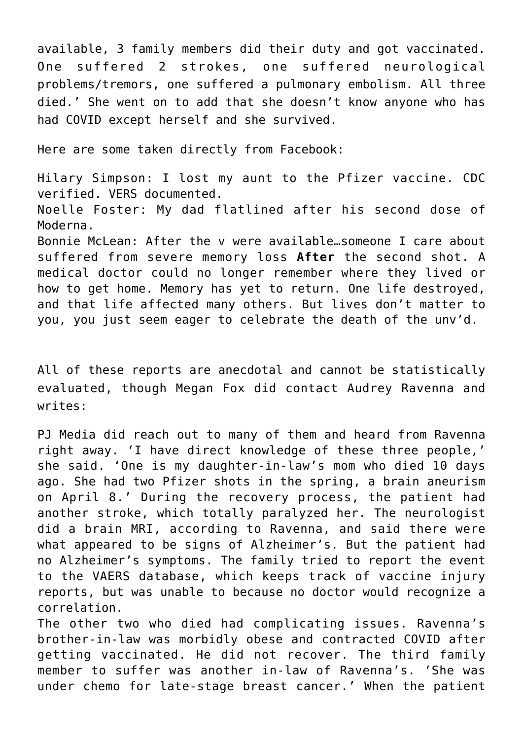available, 3 family members did their duty and got vaccinated. One suffered 2 strokes, one suffered neurological problems/tremors, one suffered a pulmonary embolism. All three died.' She went on to add that she doesn't know anyone who has had COVID except herself and she survived.

Here are some taken directly from Facebook:

Hilary Simpson: I lost my aunt to the Pfizer vaccine. CDC verified. VERS documented.
Noelle Foster: My dad flatlined after his second dose of Moderna.
Bonnie McLean: After the v were available…someone I care about suffered from severe memory loss **After** the second shot. A medical doctor could no longer remember where they lived or how to get home. Memory has yet to return. One life destroyed, and that life affected many others. But lives don't matter to you, you just seem eager to celebrate the death of the unv'd.

All of these reports are anecdotal and cannot be statistically evaluated, though Megan Fox did contact Audrey Ravenna and writes:

PJ Media did reach out to many of them and heard from Ravenna right away. 'I have direct knowledge of these three people,' she said. 'One is my daughter-in-law's mom who died 10 days ago. She had two Pfizer shots in the spring, a brain aneurism on April 8.' During the recovery process, the patient had another stroke, which totally paralyzed her. The neurologist did a brain MRI, according to Ravenna, and said there were what appeared to be signs of Alzheimer's. But the patient had no Alzheimer's symptoms. The family tried to report the event to the VAERS database, which keeps track of vaccine injury reports, but was unable to because no doctor would recognize a correlation.
The other two who died had complicating issues. Ravenna's brother-in-law was morbidly obese and contracted COVID after getting vaccinated. He did not recover. The third family member to suffer was another in-law of Ravenna's. 'She was under chemo for late-stage breast cancer.' When the patient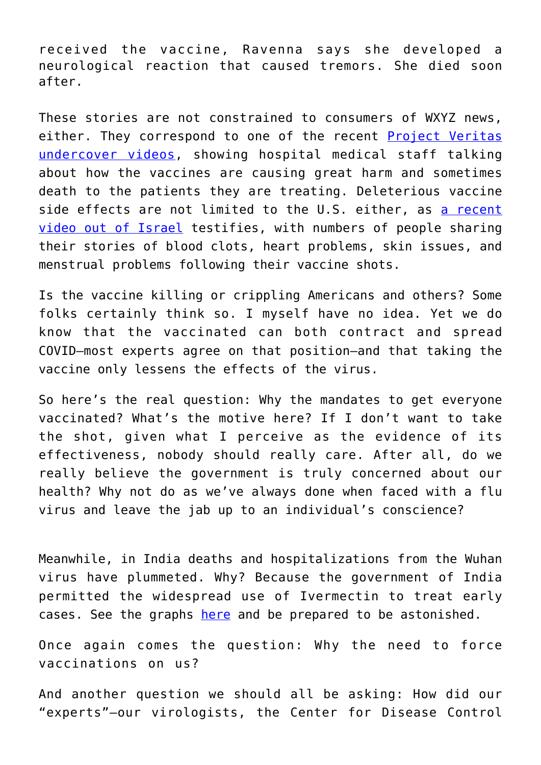received the vaccine, Ravenna says she developed a neurological reaction that caused tremors. She died soon after.

These stories are not constrained to consumers of WXYZ news, either. They correspond to one of the recent [Project Veritas undercover videos], showing hospital medical staff talking about how the vaccines are causing great harm and sometimes death to the patients they are treating. Deleterious vaccine side effects are not limited to the U.S. either, as [a recent video out of Israel] testifies, with numbers of people sharing their stories of blood clots, heart problems, skin issues, and menstrual problems following their vaccine shots.

Is the vaccine killing or crippling Americans and others? Some folks certainly think so. I myself have no idea. Yet we do know that the vaccinated can both contract and spread COVID—most experts agree on that position—and that taking the vaccine only lessens the effects of the virus.

So here's the real question: Why the mandates to get everyone vaccinated? What's the motive here? If I don't want to take the shot, given what I perceive as the evidence of its effectiveness, nobody should really care. After all, do we really believe the government is truly concerned about our health? Why not do as we've always done when faced with a flu virus and leave the jab up to an individual's conscience?

Meanwhile, in India deaths and hospitalizations from the Wuhan virus have plummeted. Why? Because the government of India permitted the widespread use of Ivermectin to treat early cases. See the graphs [here] and be prepared to be astonished.

Once again comes the question: Why the need to force vaccinations on us?

And another question we should all be asking: How did our "experts"—our virologists, the Center for Disease Control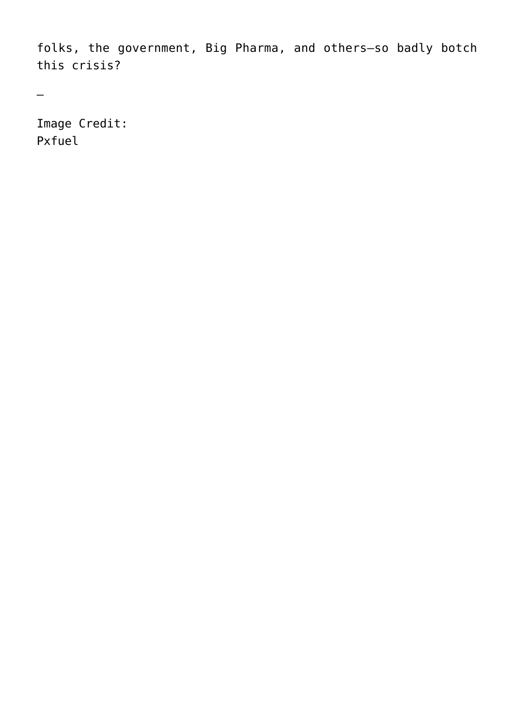folks, the government, Big Pharma, and others—so badly botch this crisis?

—

Image Credit:
Pxfuel